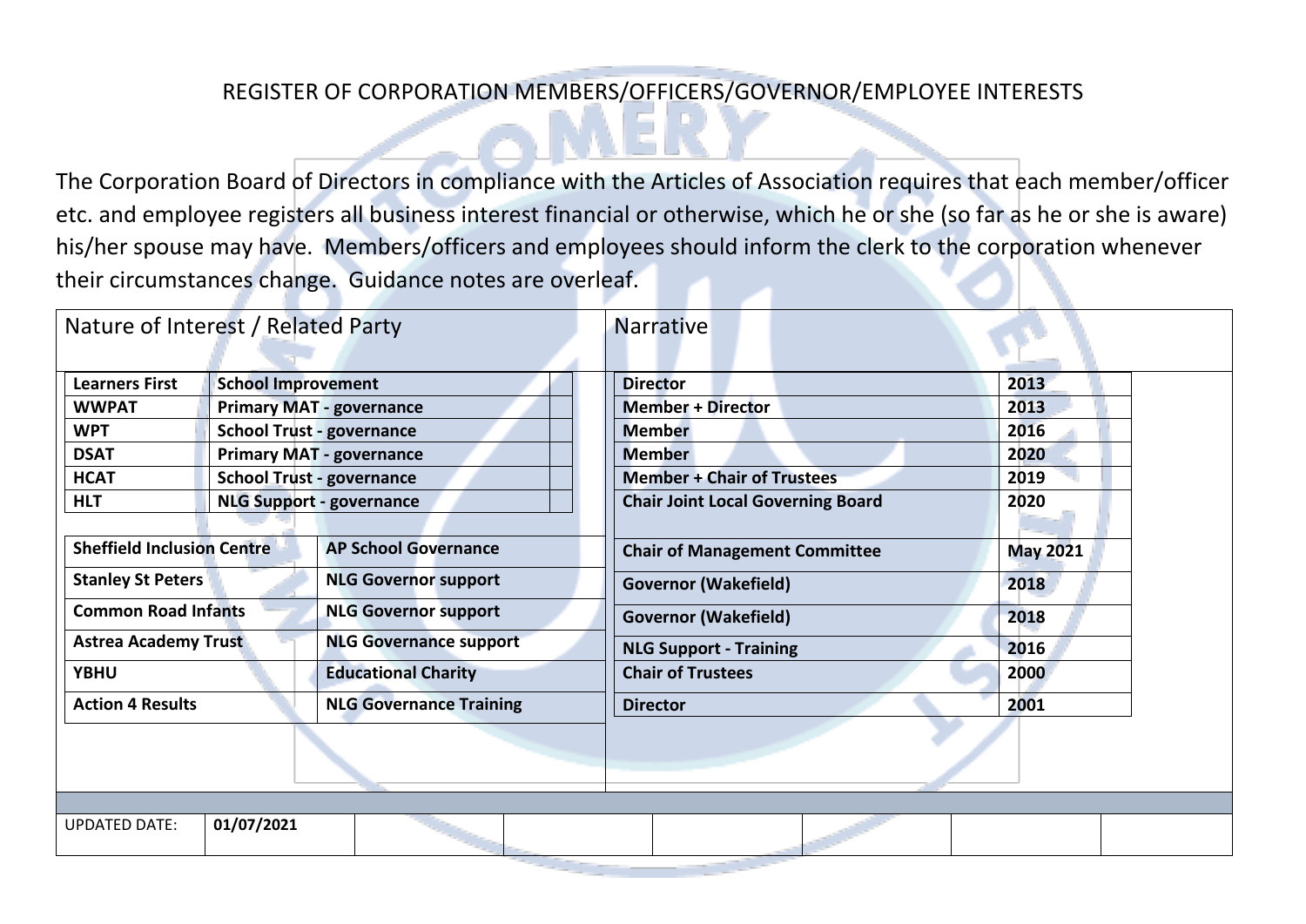# REGISTER OF CORPORATION MEMBERS/OFFICERS/GOVERNOR/EMPLOYEE INTERESTS

The Corporation Board of Directors in compliance with the Articles of Association requires that each member/officer etc. and employee registers all business interest financial or otherwise, which he or she (so far as he or she is aware) his/her spouse may have. Members/officers and employees should inform the clerk to the corporation whenever their circumstances change. Guidance notes are overleaf.

| Nature of Interest / Related Party | | Narrative | |
|---|---|---|---|
| **Learners First** | **School Improvement** | **Director** | **2013** |
| **WWPAT** | **Primary MAT - governance** | **Member + Director** | **2013** |
| **WPT** | **School Trust - governance** | **Member** | **2016** |
| **DSAT** | **Primary MAT - governance** | **Member** | **2020** |
| **HCAT** | **School Trust - governance** | **Member + Chair of Trustees** | **2019** |
| **HLT** | **NLG Support - governance** | **Chair Joint Local Governing Board** | **2020** |
| **Sheffield Inclusion Centre** | **AP School Governance** | **Chair of Management Committee** | **May 2021** |
| **Stanley St Peters** | **NLG Governor support** | **Governor (Wakefield)** | **2018** |
| **Common Road Infants** | **NLG Governor support** | **Governor (Wakefield)** | **2018** |
| **Astrea Academy Trust** | **NLG Governance support** | **NLG Support - Training** | **2016** |
| **YBHU** | **Educational Charity** | **Chair of Trustees** | **2000** |
| **Action 4 Results** | **NLG Governance Training** | **Director** | **2001** |

| UPDATED DATE: | **01/07/2021** |
|---|---|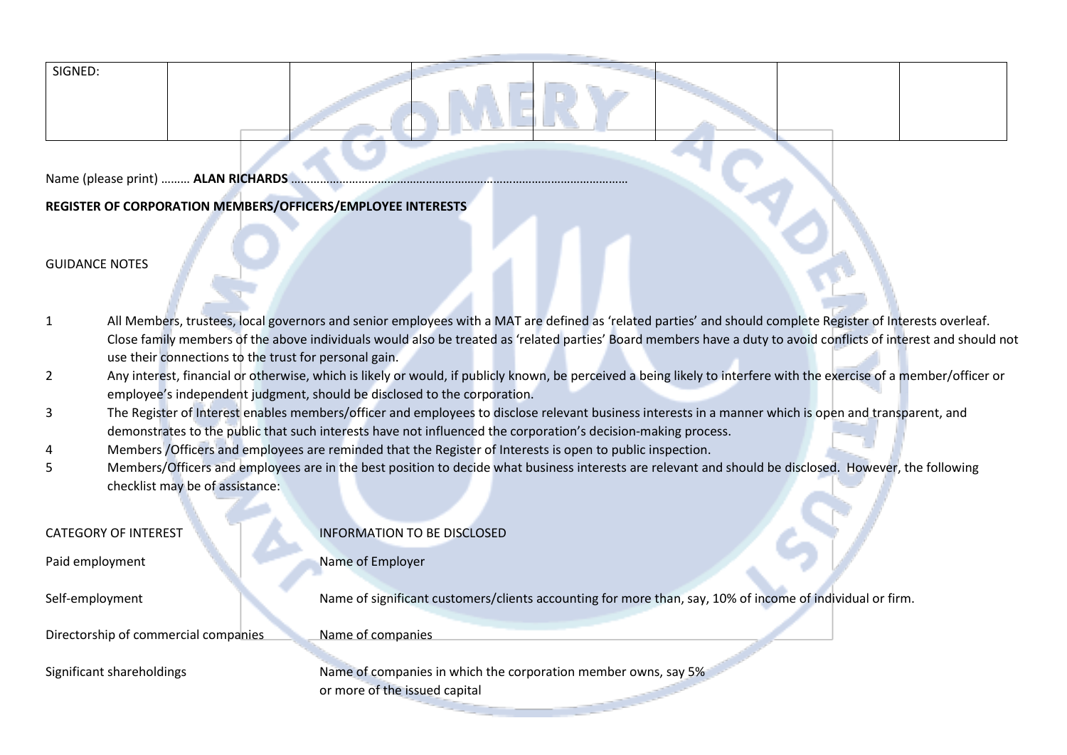| SIGNED: | | | | | | | |
|---|---|---|---|---|---|---|---|

Name (please print) ……… **ALAN RICHARDS** ………………………………………………………………………………………

**REGISTER OF CORPORATION MEMBERS/OFFICERS/EMPLOYEE INTERESTS**

GUIDANCE NOTES

1. All Members, trustees, local governors and senior employees with a MAT are defined as 'related parties' and should complete Register of Interests overleaf. Close family members of the above individuals would also be treated as 'related parties' Board members have a duty to avoid conflicts of interest and should not use their connections to the trust for personal gain.
2. Any interest, financial or otherwise, which is likely or would, if publicly known, be perceived a being likely to interfere with the exercise of a member/officer or employee's independent judgment, should be disclosed to the corporation.
3. The Register of Interest enables members/officer and employees to disclose relevant business interests in a manner which is open and transparent, and demonstrates to the public that such interests have not influenced the corporation's decision-making process.
4. Members /Officers and employees are reminded that the Register of Interests is open to public inspection.
5. Members/Officers and employees are in the best position to decide what business interests are relevant and should be disclosed. However, the following checklist may be of assistance:

| CATEGORY OF INTEREST | INFORMATION TO BE DISCLOSED |
|---|---|
| Paid employment | Name of Employer |
| Self-employment | Name of significant customers/clients accounting for more than, say, 10% of income of individual or firm. |
| Directorship of commercial companies | Name of companies |
| Significant shareholdings | Name of companies in which the corporation member owns, say 5% or more of the issued capital |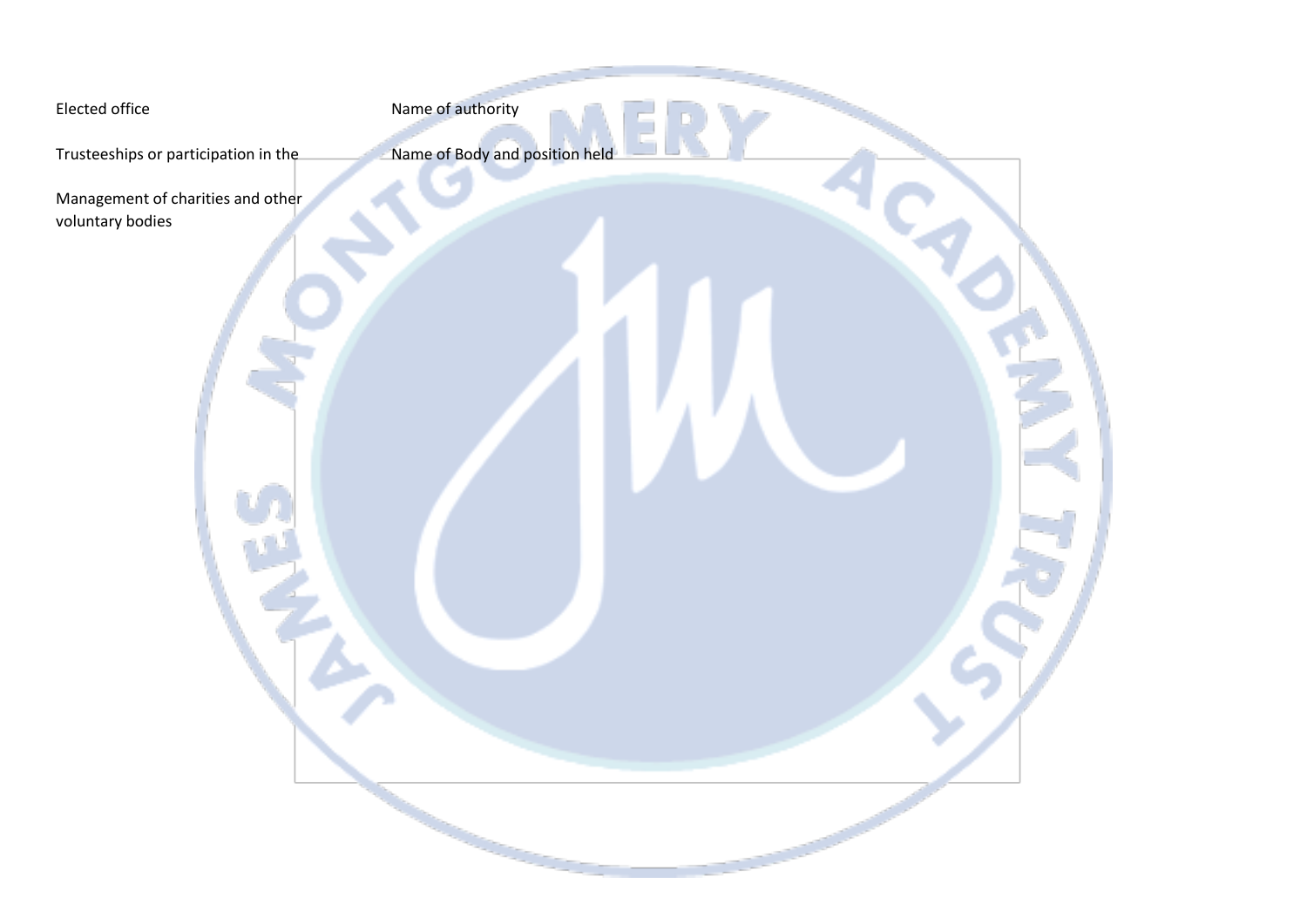| | |
|---|---|
| Elected office | Name of authority |
| Trusteeships or participation in the Management of charities and other voluntary bodies | Name of Body and position held |